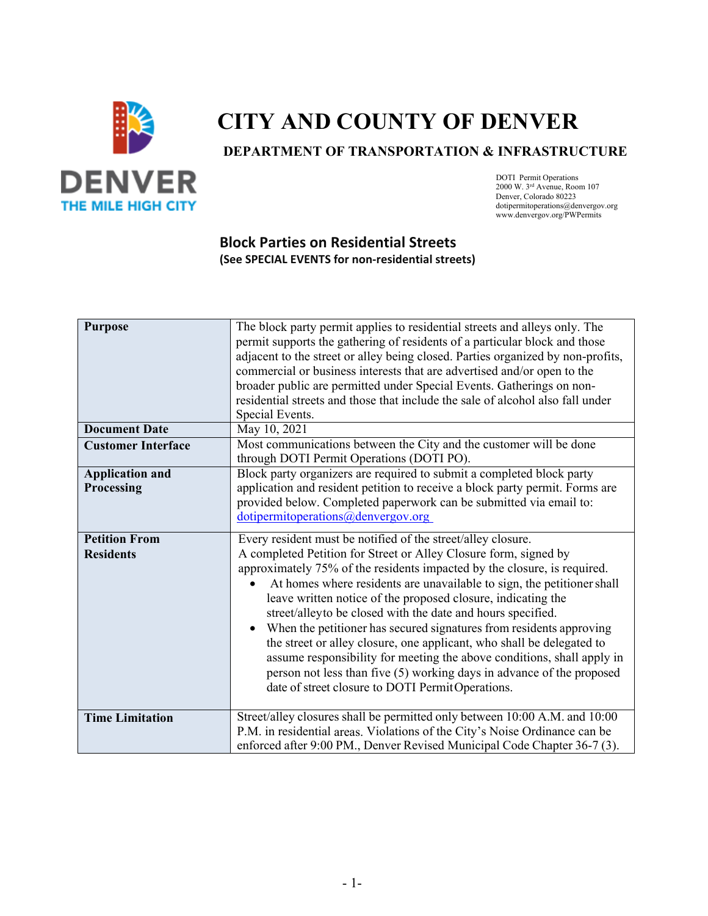# CITY AND COUNTY OF DENVER

## DEPARTMENT OF TRANSPORTATION & INFRASTRUCTURE

DENVER
THE MILE HIGH CITY

DOTI Permit Operations
2000 W. 3rd Avenue, Room 107
Denver, Colorado 80223
dotipermitoperations@denvergov.org
www.denvergov.org/PWPermits

### Block Parties on Residential Streets

**(See SPECIAL EVENTS for non-residential streets)**

| | |
|---|---|
| **Purpose** | The block party permit applies to residential streets and alleys only. The permit supports the gathering of residents of a particular block and those adjacent to the street or alley being closed. Parties organized by non-profits, commercial or business interests that are advertised and/or open to the broader public are permitted under Special Events. Gatherings on non-residential streets and those that include the sale of alcohol also fall under Special Events. |
| **Document Date** | May 10, 2021 |
| **Customer Interface** | Most communications between the City and the customer will be done through DOTI Permit Operations (DOTI PO). |
| **Application and Processing** | Block party organizers are required to submit a completed block party application and resident petition to receive a block party permit. Forms are provided below. Completed paperwork can be submitted via email to: dotipermitoperations@denvergov.org |
| **Petition From Residents** | Every resident must be notified of the street/alley closure.<br>A completed Petition for Street or Alley Closure form, signed by approximately 75% of the residents impacted by the closure, is required.<br>• At homes where residents are unavailable to sign, the petitioner shall leave written notice of the proposed closure, indicating the street/alleyto be closed with the date and hours specified.<br>• When the petitioner has secured signatures from residents approving the street or alley closure, one applicant, who shall be delegated to assume responsibility for meeting the above conditions, shall apply in person not less than five (5) working days in advance of the proposed date of street closure to DOTI Permit Operations. |
| **Time Limitation** | Street/alley closures shall be permitted only between 10:00 A.M. and 10:00 P.M. in residential areas. Violations of the City's Noise Ordinance can be enforced after 9:00 PM., Denver Revised Municipal Code Chapter 36-7 (3). |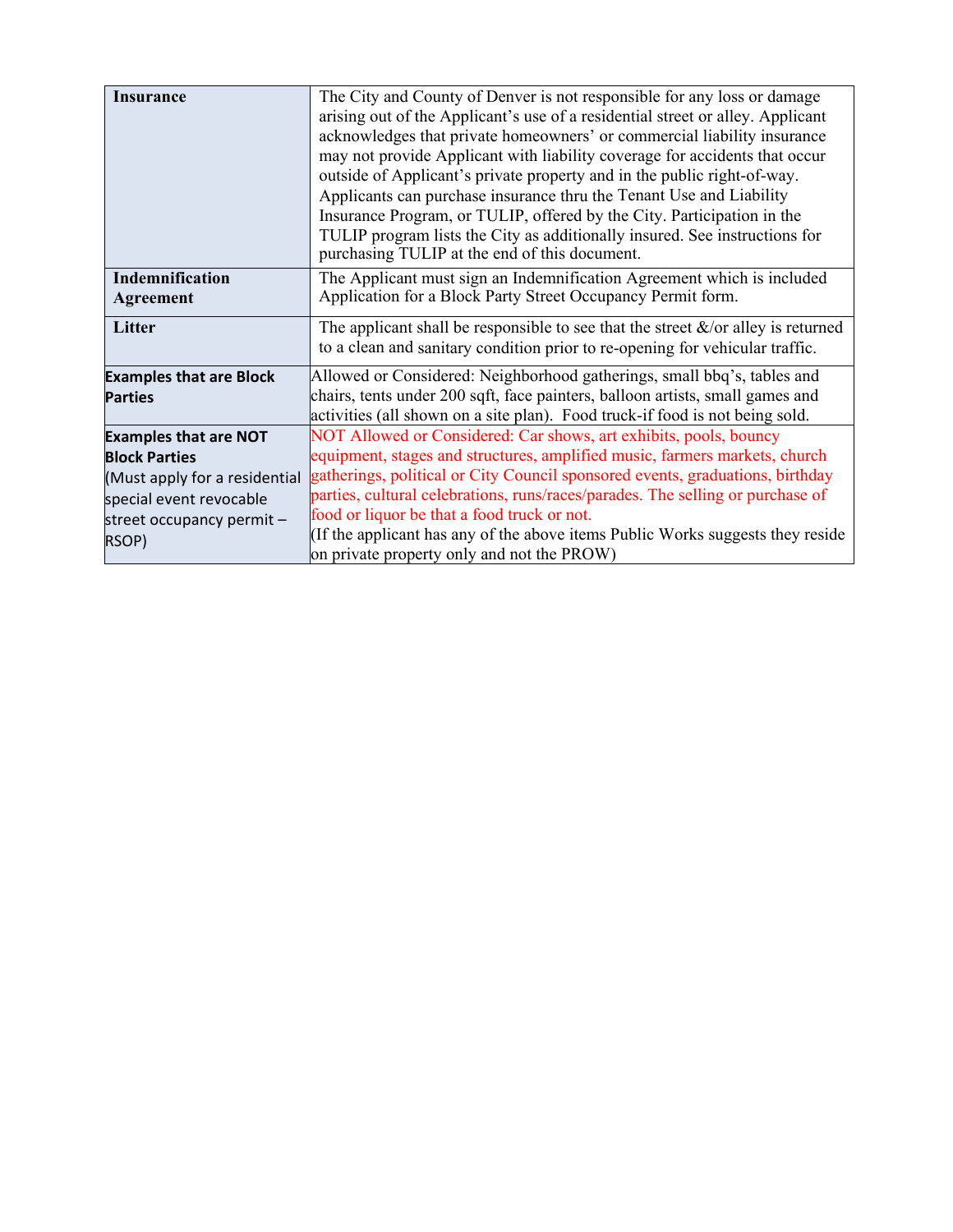| | |
|---|---|
| **Insurance** | The City and County of Denver is not responsible for any loss or damage arising out of the Applicant's use of a residential street or alley. Applicant acknowledges that private homeowners' or commercial liability insurance may not provide Applicant with liability coverage for accidents that occur outside of Applicant's private property and in the public right-of-way. Applicants can purchase insurance thru the Tenant Use and Liability Insurance Program, or TULIP, offered by the City. Participation in the TULIP program lists the City as additionally insured. See instructions for purchasing TULIP at the end of this document. |
| **Indemnification Agreement** | The Applicant must sign an Indemnification Agreement which is included Application for a Block Party Street Occupancy Permit form. |
| **Litter** | The applicant shall be responsible to see that the street &/or alley is returned to a clean and sanitary condition prior to re-opening for vehicular traffic. |
| **Examples that are Block Parties** | Allowed or Considered: Neighborhood gatherings, small bbq's, tables and chairs, tents under 200 sqft, face painters, balloon artists, small games and activities (all shown on a site plan). Food truck-if food is not being sold. |
| **Examples that are NOT Block Parties** (Must apply for a residential special event revocable street occupancy permit – RSOP) | NOT Allowed or Considered: Car shows, art exhibits, pools, bouncy equipment, stages and structures, amplified music, farmers markets, church gatherings, political or City Council sponsored events, graduations, birthday parties, cultural celebrations, runs/races/parades. The selling or purchase of food or liquor be that a food truck or not.<br>(If the applicant has any of the above items Public Works suggests they reside on private property only and not the PROW) |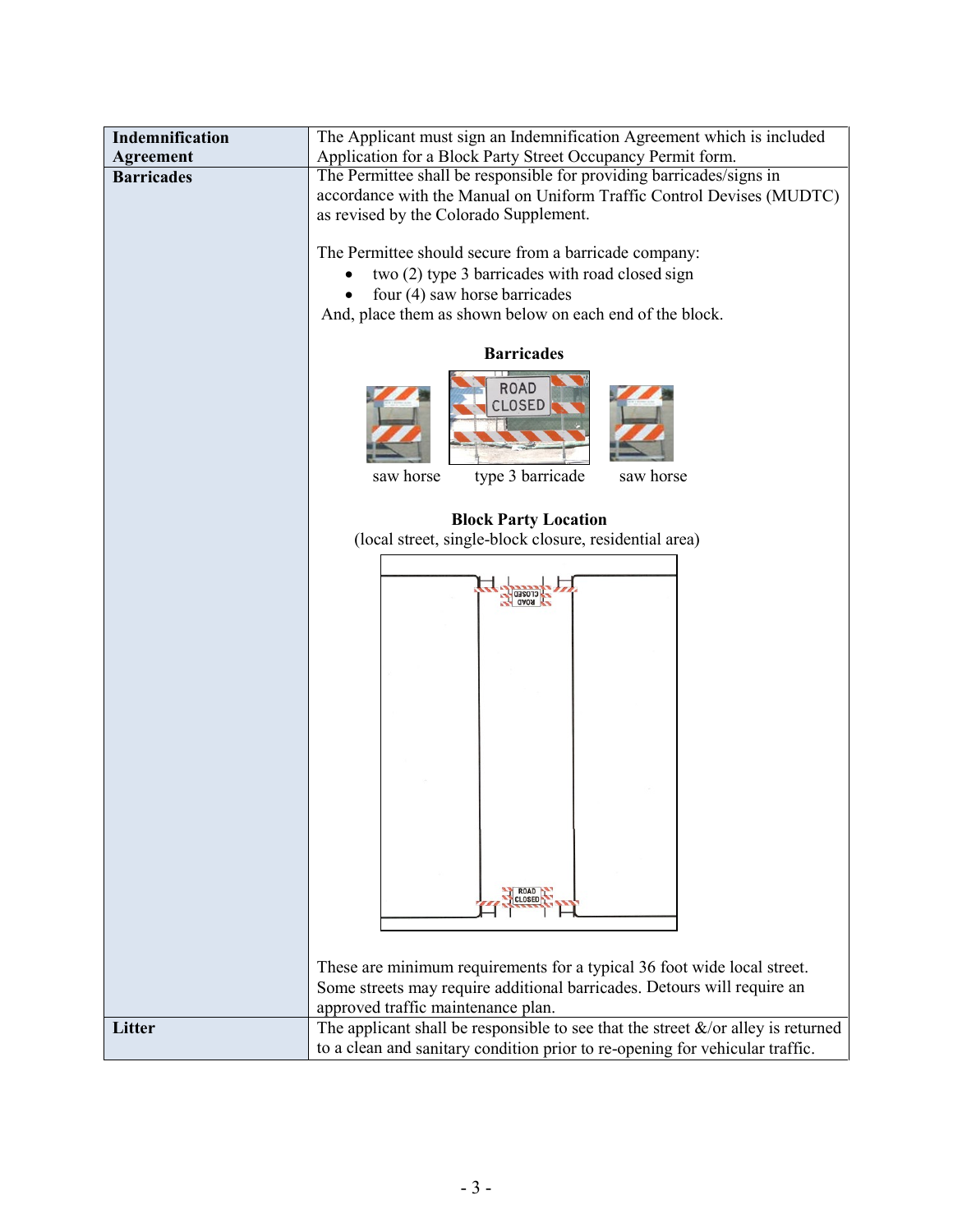| | |
|---|---|
| **Indemnification Agreement** | The Applicant must sign an Indemnification Agreement which is included Application for a Block Party Street Occupancy Permit form. |
| **Barricades** | The Permittee shall be responsible for providing barricades/signs in accordance with the Manual on Uniform Traffic Control Devises (MUDTC) as revised by the Colorado Supplement.<br><br>The Permittee should secure from a barricade company:<br>• two (2) type 3 barricades with road closed sign<br>• four (4) saw horse barricades<br>And, place them as shown below on each end of the block.<br><br>**Barricades**<br>saw horse    type 3 barricade    saw horse<br><br>**Block Party Location**<br>(local street, single-block closure, residential area)<br><br>These are minimum requirements for a typical 36 foot wide local street. Some streets may require additional barricades. Detours will require an approved traffic maintenance plan. |
| **Litter** | The applicant shall be responsible to see that the street &/or alley is returned to a clean and sanitary condition prior to re-opening for vehicular traffic. |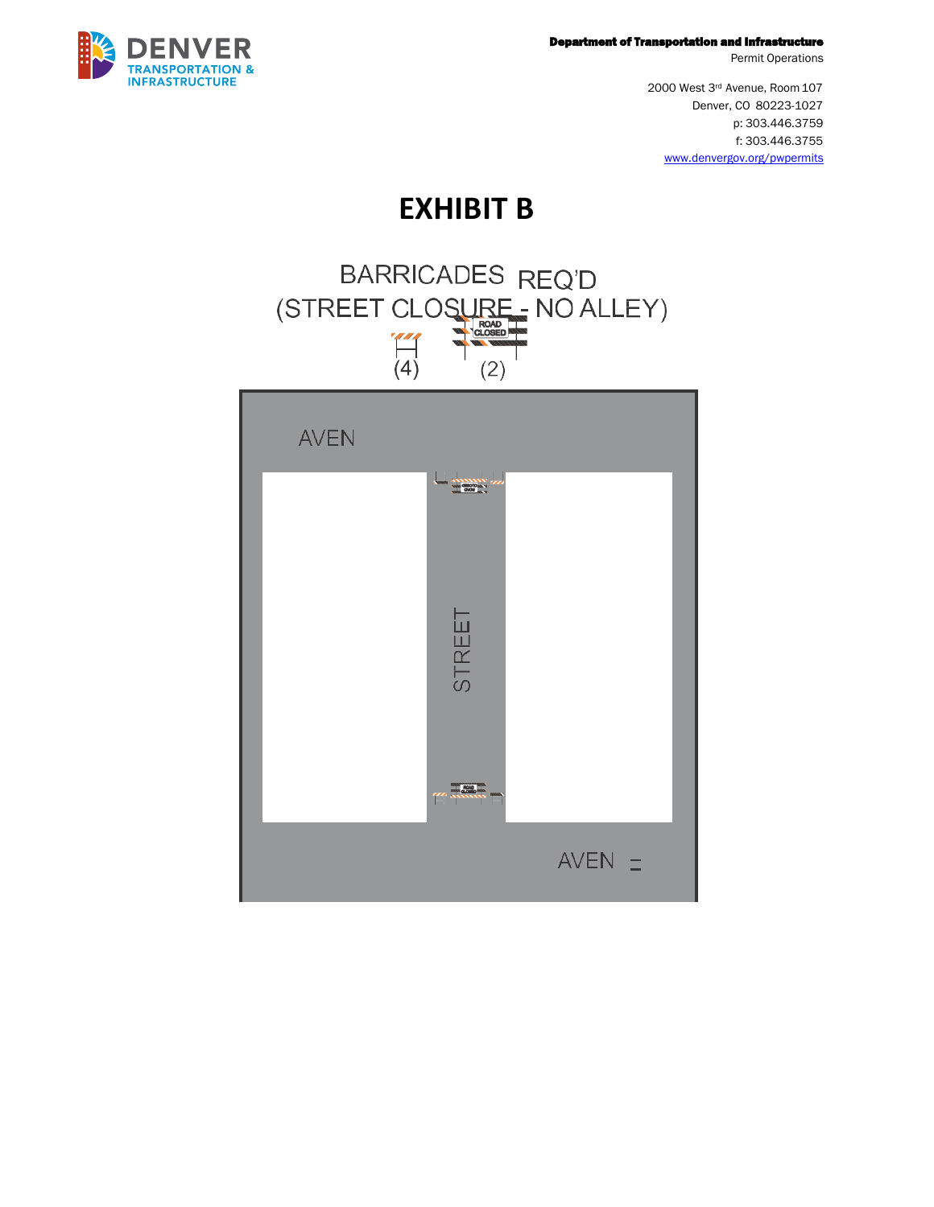Department of Transportation and Infrastructure
Permit Operations

2000 West 3rd Avenue, Room 107
Denver, CO 80223-1027
p: 303.446.3759
f: 303.446.3755
www.denvergov.org/pwpermits

# EXHIBIT B

BARRICADES REQ'D
(STREET CLOSURE - NO ALLEY)

(4) (2)

AVEN

STREET

AVEN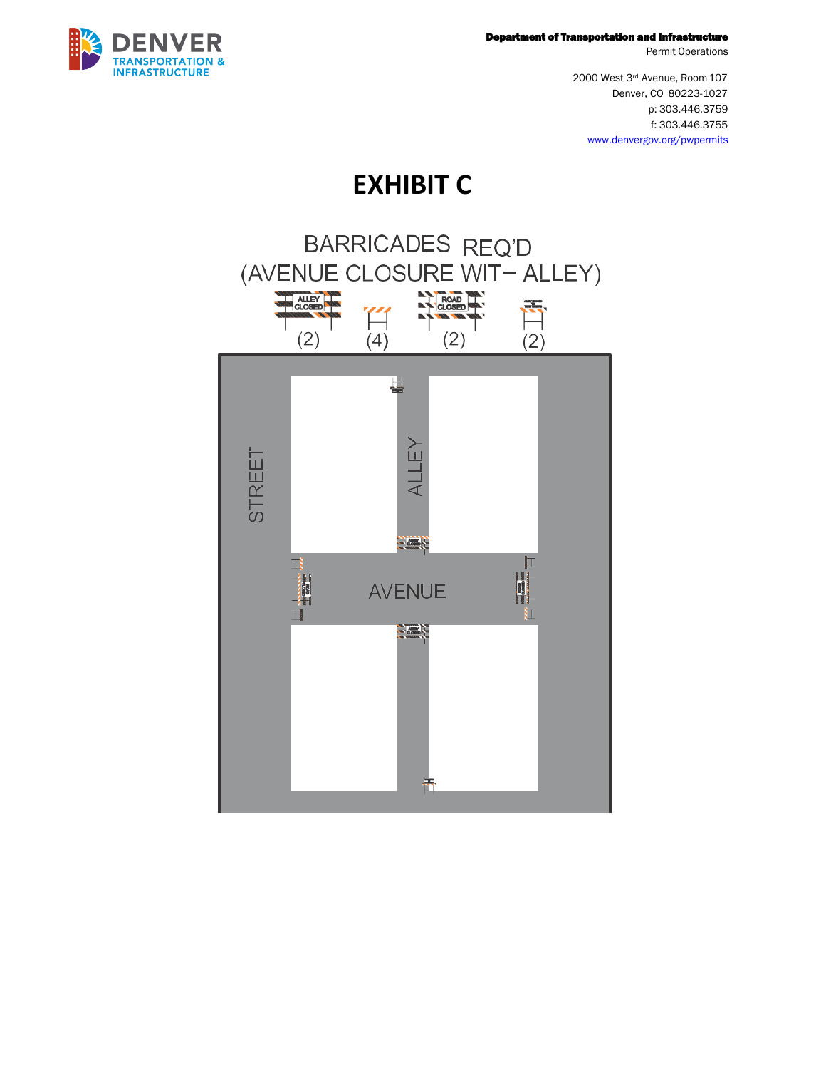**Department of Transportation and Infrastructure**
Permit Operations

2000 West 3rd Avenue, Room 107
Denver, CO 80223-1027
p: 303.446.3759
f: 303.446.3755
www.denvergov.org/pwpermits

# EXHIBIT C

BARRICADES REQ'D
(AVENUE CLOSURE WIT– ALLEY)

ALLEY CLOSED (2) | (4) | ROAD CLOSED (2) | (2)

STREET

ALLEY

AVENUE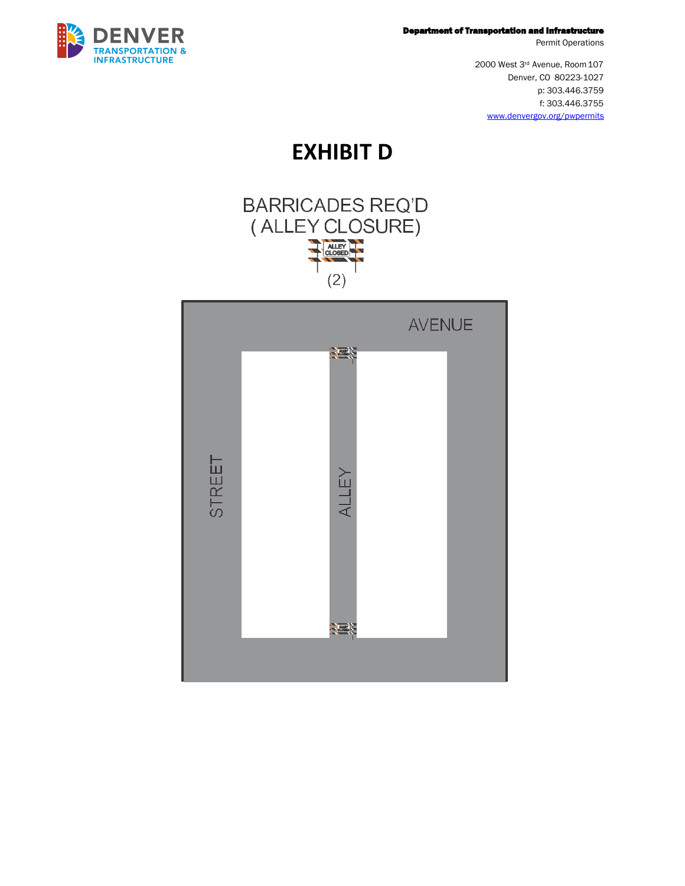**Department of Transportation and Infrastructure**
Permit Operations

2000 West 3rd Avenue, Room 107
Denver, CO 80223-1027
p: 303.446.3759
f: 303.446.3755
www.denvergov.org/pwpermits

# EXHIBIT D

BARRICADES REQ'D
( ALLEY CLOSURE)

ALLEY CLOSED

(2)

AVENUE

STREET

ALLEY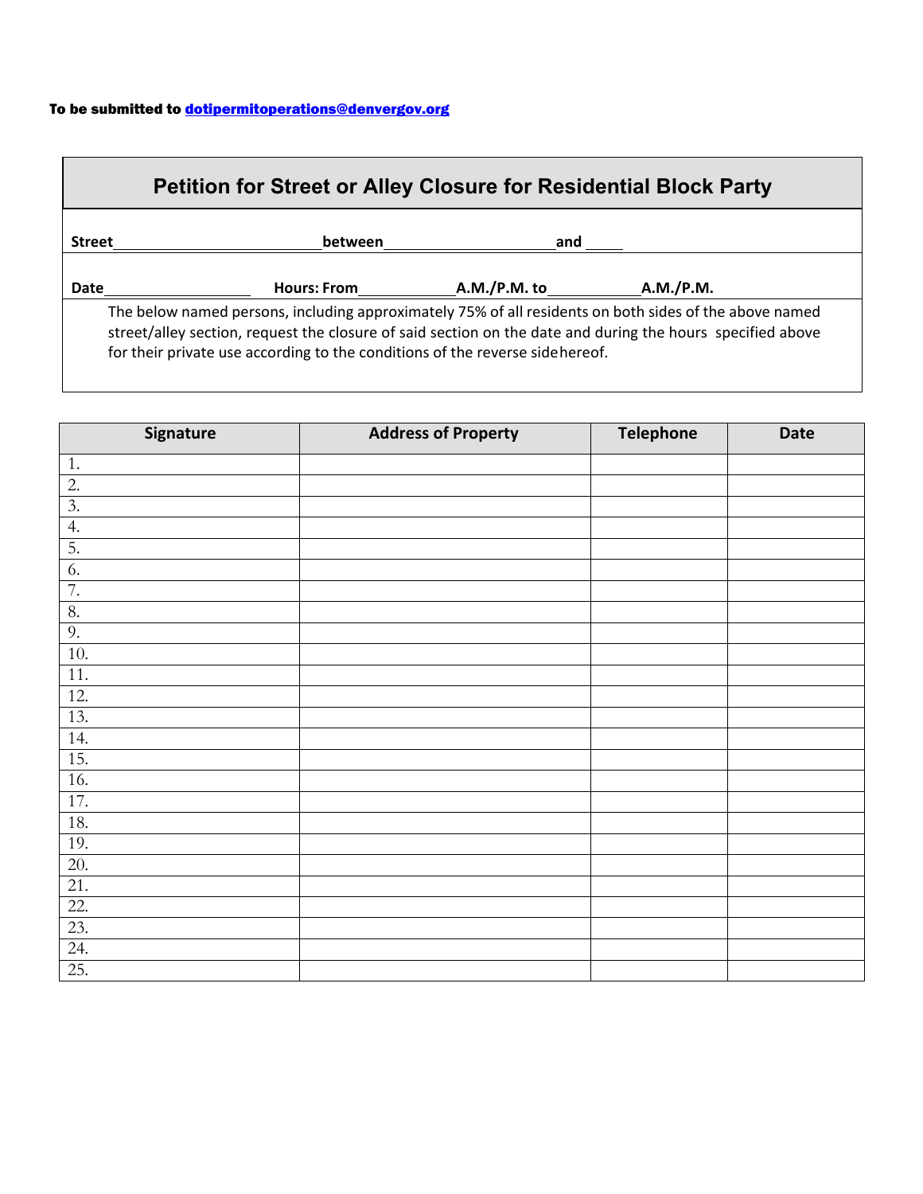To be submitted to **dotipermitoperations@denvergov.org**

# Petition for Street or Alley Closure for Residential Block Party

**Street**\_\_\_\_\_\_\_\_\_\_\_\_\_\_\_\_\_\_\_\_\_\_\_\_\_\_**between**\_\_\_\_\_\_\_\_\_\_\_\_\_\_\_\_\_\_\_\_\_\_**and** \_\_\_\_\_

**Date**\_\_\_\_\_\_\_\_\_\_\_\_\_\_\_\_\_\_\_ **Hours: From**\_\_\_\_\_\_\_\_\_\_\_\_**A.M./P.M. to**\_\_\_\_\_\_\_\_\_\_\_\_**A.M./P.M.**

The below named persons, including approximately 75% of all residents on both sides of the above named street/alley section, request the closure of said section on the date and during the hours specified above for their private use according to the conditions of the reverse side hereof.

| Signature | Address of Property | Telephone | Date |
|---|---|---|---|
| 1. | | | |
| 2. | | | |
| 3. | | | |
| 4. | | | |
| 5. | | | |
| 6. | | | |
| 7. | | | |
| 8. | | | |
| 9. | | | |
| 10. | | | |
| 11. | | | |
| 12. | | | |
| 13. | | | |
| 14. | | | |
| 15. | | | |
| 16. | | | |
| 17. | | | |
| 18. | | | |
| 19. | | | |
| 20. | | | |
| 21. | | | |
| 22. | | | |
| 23. | | | |
| 24. | | | |
| 25. | | | |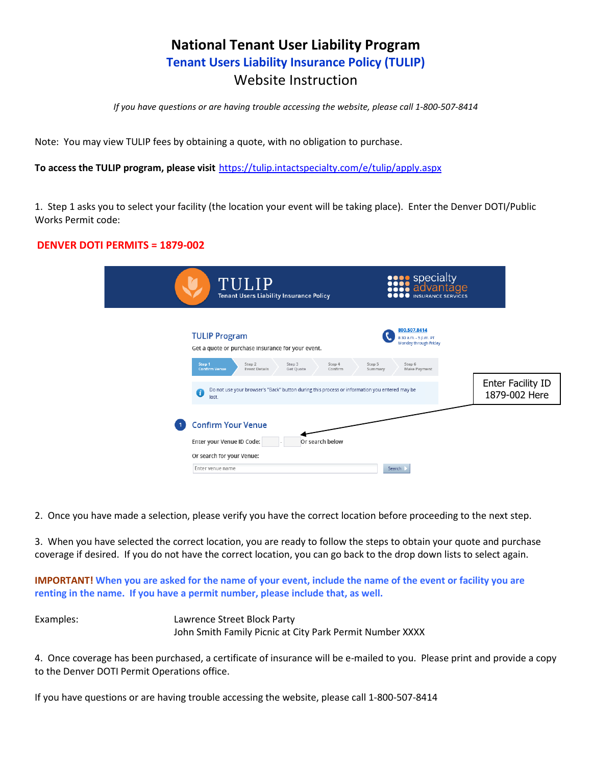# National Tenant User Liability Program

## Tenant Users Liability Insurance Policy (TULIP)

### Website Instruction

*If you have questions or are having trouble accessing the website, please call 1-800-507-8414*

Note: You may view TULIP fees by obtaining a quote, with no obligation to purchase.

**To access the TULIP program, please visit** https://tulip.intactspecialty.com/e/tulip/apply.aspx

1. Step 1 asks you to select your facility (the location your event will be taking place). Enter the Denver DOTI/Public Works Permit code:

**DENVER DOTI PERMITS = 1879-002**

Enter Facility ID 1879-002 Here

2. Once you have made a selection, please verify you have the correct location before proceeding to the next step.

3. When you have selected the correct location, you are ready to follow the steps to obtain your quote and purchase coverage if desired. If you do not have the correct location, you can go back to the drop down lists to select again.

**IMPORTANT! When you are asked for the name of your event, include the name of the event or facility you are renting in the name. If you have a permit number, please include that, as well.**

Examples:
Lawrence Street Block Party
John Smith Family Picnic at City Park Permit Number XXXX

4. Once coverage has been purchased, a certificate of insurance will be e-mailed to you. Please print and provide a copy to the Denver DOTI Permit Operations office.

If you have questions or are having trouble accessing the website, please call 1-800-507-8414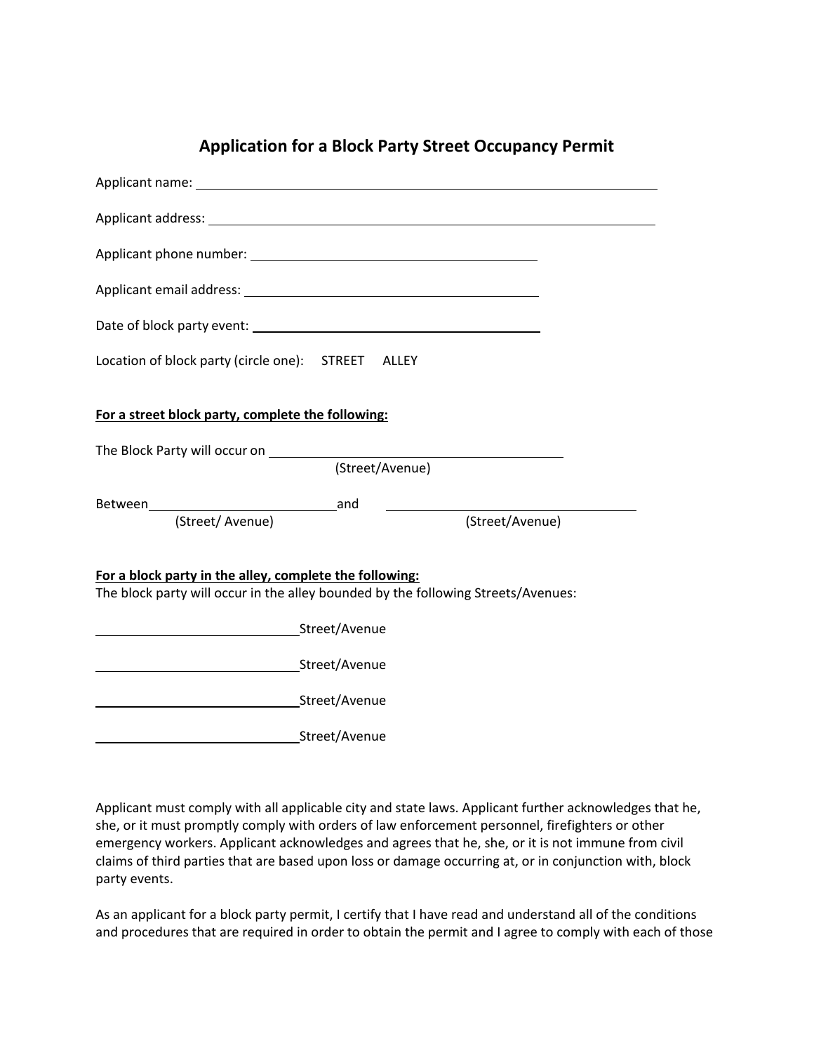# Application for a Block Party Street Occupancy Permit

Applicant name: ______________________________________________________________

Applicant address: ____________________________________________________________

Applicant phone number: ______________________________________

Applicant email address: ______________________________________

Date of block party event: ______________________________________

Location of block party (circle one): STREET ALLEY

**For a street block party, complete the following:**

The Block Party will occur on ______________________________________
(Street/Avenue)

Between ___________________________ and ___________________________
(Street/ Avenue) (Street/Avenue)

**For a block party in the alley, complete the following:**

The block party will occur in the alley bounded by the following Streets/Avenues:

_____________________________ Street/Avenue

_____________________________ Street/Avenue

_____________________________ Street/Avenue

_____________________________ Street/Avenue

Applicant must comply with all applicable city and state laws. Applicant further acknowledges that he, she, or it must promptly comply with orders of law enforcement personnel, firefighters or other emergency workers. Applicant acknowledges and agrees that he, she, or it is not immune from civil claims of third parties that are based upon loss or damage occurring at, or in conjunction with, block party events.

As an applicant for a block party permit, I certify that I have read and understand all of the conditions and procedures that are required in order to obtain the permit and I agree to comply with each of those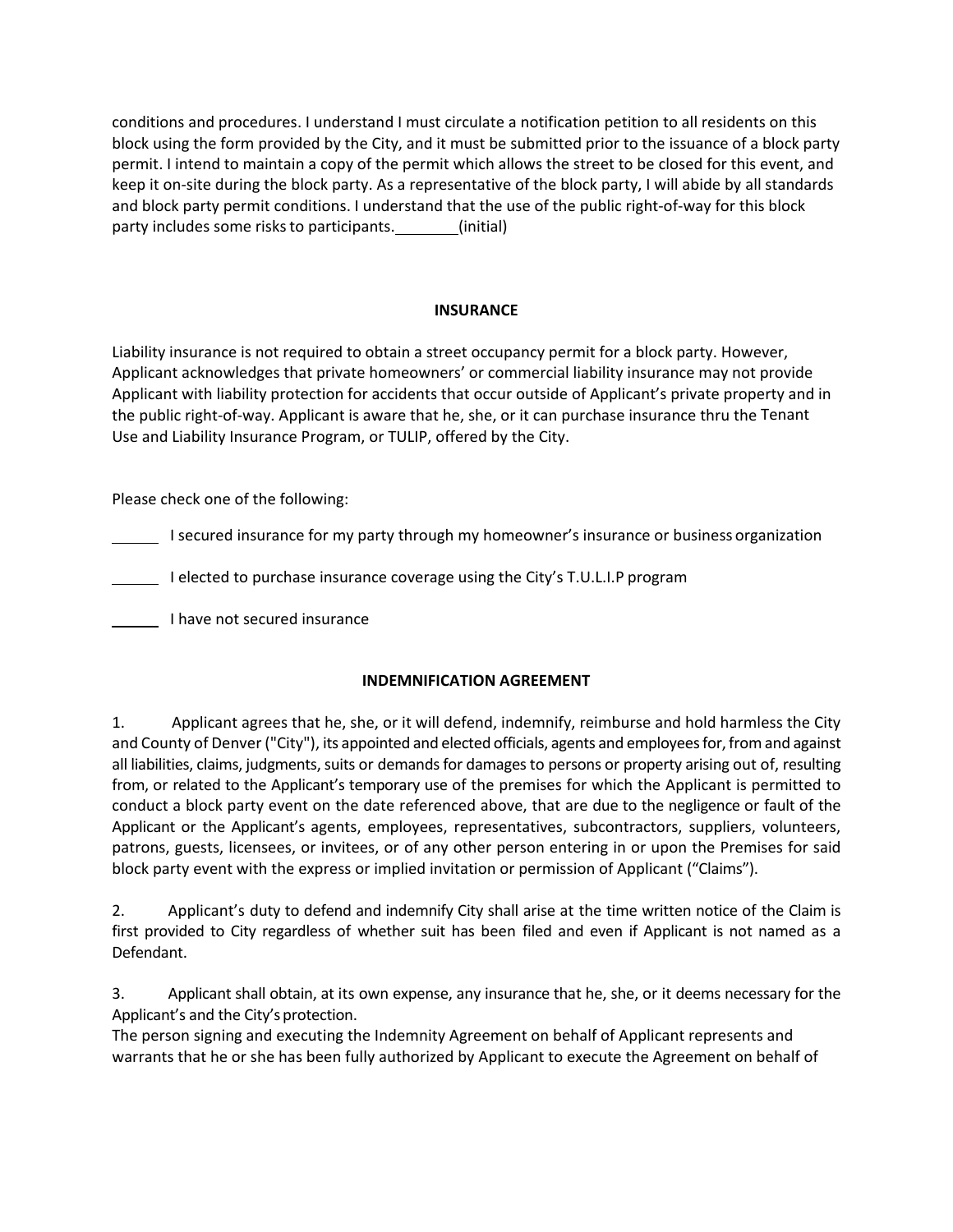conditions and procedures. I understand I must circulate a notification petition to all residents on this block using the form provided by the City, and it must be submitted prior to the issuance of a block party permit. I intend to maintain a copy of the permit which allows the street to be closed for this event, and keep it on-site during the block party. As a representative of the block party, I will abide by all standards and block party permit conditions. I understand that the use of the public right-of-way for this block party includes some risks to participants.________(initial)

## INSURANCE

Liability insurance is not required to obtain a street occupancy permit for a block party. However, Applicant acknowledges that private homeowners' or commercial liability insurance may not provide Applicant with liability protection for accidents that occur outside of Applicant's private property and in the public right-of-way. Applicant is aware that he, she, or it can purchase insurance thru the Tenant Use and Liability Insurance Program, or TULIP, offered by the City.

Please check one of the following:

______ I secured insurance for my party through my homeowner's insurance or business organization

______ I elected to purchase insurance coverage using the City's T.U.L.I.P program

______ I have not secured insurance

## INDEMNIFICATION AGREEMENT

1. Applicant agrees that he, she, or it will defend, indemnify, reimburse and hold harmless the City and County of Denver ("City"), its appointed and elected officials, agents and employees for, from and against all liabilities, claims, judgments, suits or demands for damages to persons or property arising out of, resulting from, or related to the Applicant's temporary use of the premises for which the Applicant is permitted to conduct a block party event on the date referenced above, that are due to the negligence or fault of the Applicant or the Applicant's agents, employees, representatives, subcontractors, suppliers, volunteers, patrons, guests, licensees, or invitees, or of any other person entering in or upon the Premises for said block party event with the express or implied invitation or permission of Applicant ("Claims").

2. Applicant's duty to defend and indemnify City shall arise at the time written notice of the Claim is first provided to City regardless of whether suit has been filed and even if Applicant is not named as a Defendant.

3. Applicant shall obtain, at its own expense, any insurance that he, she, or it deems necessary for the Applicant's and the City's protection.

The person signing and executing the Indemnity Agreement on behalf of Applicant represents and warrants that he or she has been fully authorized by Applicant to execute the Agreement on behalf of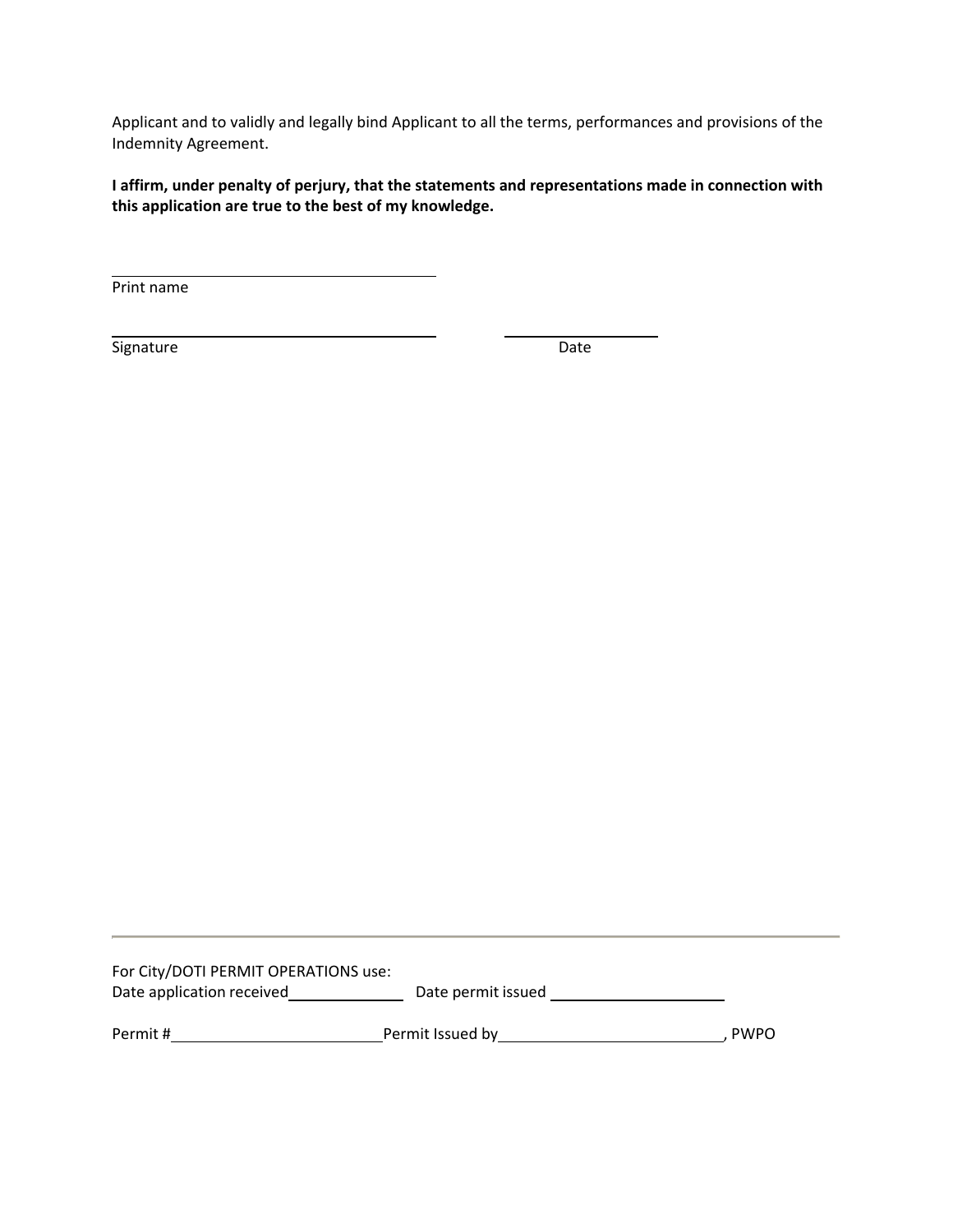Applicant and to validly and legally bind Applicant to all the terms, performances and provisions of the Indemnity Agreement.

**I affirm, under penalty of perjury, that the statements and representations made in connection with this application are true to the best of my knowledge.**

\_\_\_\_\_\_\_\_\_\_\_\_\_\_\_\_\_\_\_\_\_\_\_\_\_\_\_\_\_\_\_\_\_\_\_\_
Print name

\_\_\_\_\_\_\_\_\_\_\_\_\_\_\_\_\_\_\_\_\_\_\_\_\_\_\_\_\_\_\_\_\_\_\_\_ \_\_\_\_\_\_\_\_\_\_\_\_\_\_\_\_\_\_
Signature Date

---

For City/DOTI PERMIT OPERATIONS use:
Date application received\_\_\_\_\_\_\_\_\_\_\_\_\_\_ Date permit issued \_\_\_\_\_\_\_\_\_\_\_\_\_\_\_\_\_\_\_\_

Permit #\_\_\_\_\_\_\_\_\_\_\_\_\_\_\_\_\_\_\_\_\_\_\_\_Permit Issued by\_\_\_\_\_\_\_\_\_\_\_\_\_\_\_\_\_\_\_\_\_\_\_\_\_\_\_, PWPO